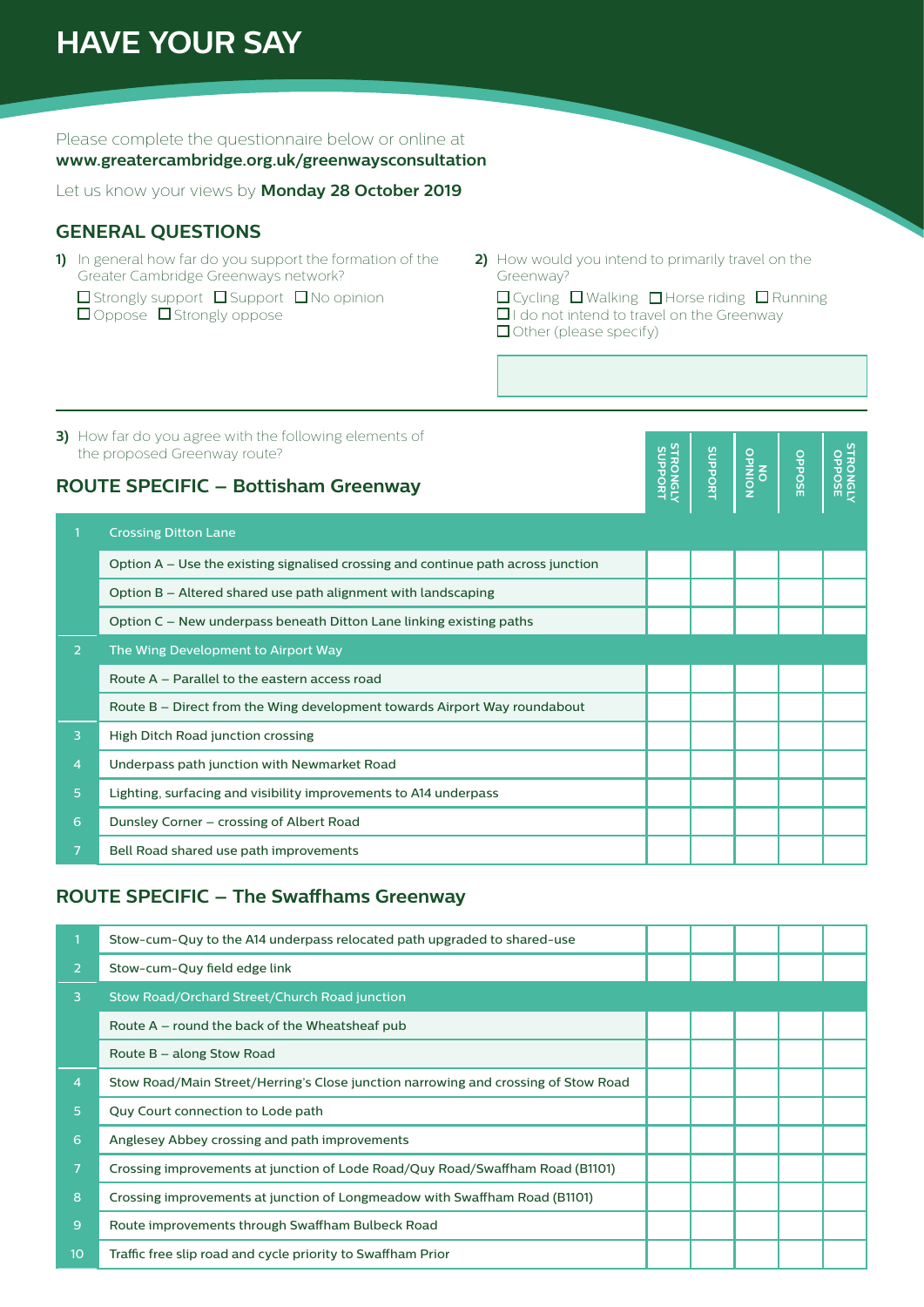# HAVE YOUR SAY

Please complete the questionnaire below or online at **www.greatercambridge.org.uk/greenwaysconsultation**

Let us know your views by **Monday 28 October 2019**

## GENERAL QUESTIONS

**1)** In general how far do you support the formation of the Greater Cambridge Greenways network?

☐ Strongly support ☐ Support ☐ No opinion
☐ Oppose ☐ Strongly oppose

**2)** How would you intend to primarily travel on the Greenway?

☐ Cycling ☐ Walking ☐ Horse riding ☐ Running
☐ I do not intend to travel on the Greenway
☐ Other (please specify)

**3)** How far do you agree with the following elements of the proposed Greenway route?

## ROUTE SPECIFIC – Bottisham Greenway

| | | STRONGLY SUPPORT | SUPPORT | NO OPINION | OPPOSE | STRONGLY OPPOSE |
|---|---|---|---|---|---|---|
| 1 | Crossing Ditton Lane | | | | | |
| | Option A – Use the existing signalised crossing and continue path across junction | | | | | |
| | Option B – Altered shared use path alignment with landscaping | | | | | |
| | Option C – New underpass beneath Ditton Lane linking existing paths | | | | | |
| 2 | The Wing Development to Airport Way | | | | | |
| | Route A – Parallel to the eastern access road | | | | | |
| | Route B – Direct from the Wing development towards Airport Way roundabout | | | | | |
| 3 | High Ditch Road junction crossing | | | | | |
| 4 | Underpass path junction with Newmarket Road | | | | | |
| 5 | Lighting, surfacing and visibility improvements to A14 underpass | | | | | |
| 6 | Dunsley Corner – crossing of Albert Road | | | | | |
| 7 | Bell Road shared use path improvements | | | | | |

## ROUTE SPECIFIC – The Swaffhams Greenway

| | | STRONGLY SUPPORT | SUPPORT | NO OPINION | OPPOSE | STRONGLY OPPOSE |
|---|---|---|---|---|---|---|
| 1 | Stow-cum-Quy to the A14 underpass relocated path upgraded to shared-use | | | | | |
| 2 | Stow-cum-Quy field edge link | | | | | |
| 3 | Stow Road/Orchard Street/Church Road junction | | | | | |
| | Route A – round the back of the Wheatsheaf pub | | | | | |
| | Route B – along Stow Road | | | | | |
| 4 | Stow Road/Main Street/Herring's Close junction narrowing and crossing of Stow Road | | | | | |
| 5 | Quy Court connection to Lode path | | | | | |
| 6 | Anglesey Abbey crossing and path improvements | | | | | |
| 7 | Crossing improvements at junction of Lode Road/Quy Road/Swaffham Road (B1101) | | | | | |
| 8 | Crossing improvements at junction of Longmeadow with Swaffham Road (B1101) | | | | | |
| 9 | Route improvements through Swaffham Bulbeck Road | | | | | |
| 10 | Traffic free slip road and cycle priority to Swaffham Prior | | | | | |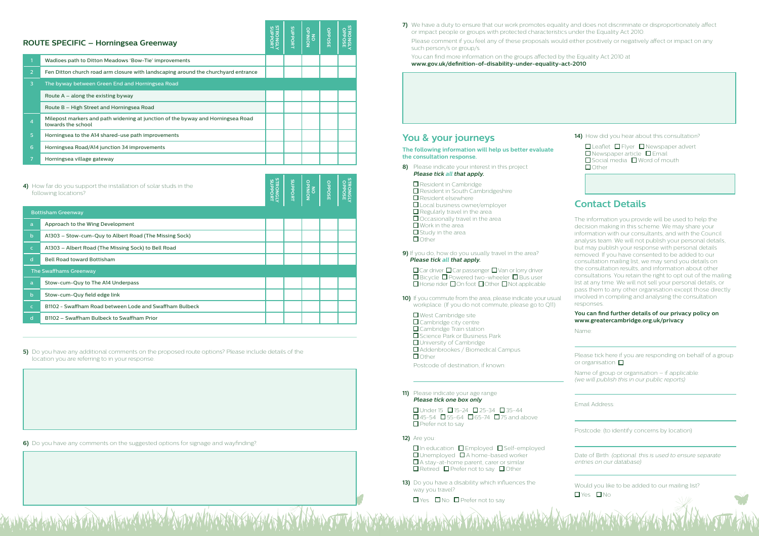## ROUTE SPECIFIC – Horningsea Greenway

| | | STRONGLY SUPPORT | SUPPORT | NO OPINION | OPPOSE | STRONGLY OPPOSE |
|---|---|---|---|---|---|---|
| 1 | Wadloes path to Ditton Meadows 'Bow-Tie' improvements | | | | | |
| 2 | Fen Ditton church road arm closure with landscaping around the churchyard entrance | | | | | |
| 3 | The byway between Green End and Horningsea Road | | | | | |
| | Route A – along the existing byway | | | | | |
| | Route B – High Street and Horningsea Road | | | | | |
| 4 | Milepost markers and path widening at junction of the byway and Horningsea Road towards the school | | | | | |
| 5 | Horningsea to the A14 shared-use path improvements | | | | | |
| 6 | Horningsea Road/A14 junction 34 improvements | | | | | |
| 7 | Horningsea village gateway | | | | | |

**4)** How far do you support the installation of solar studs in the following locations?

| | | STRONGLY SUPPORT | SUPPORT | NO OPINION | OPPOSE | STRONGLY OPPOSE |
|---|---|---|---|---|---|---|
| | Bottisham Greenway | | | | | |
| a | Approach to the Wing Development | | | | | |
| b | A1303 – Stow-cum-Quy to Albert Road (The Missing Sock) | | | | | |
| c | A1303 – Albert Road (The Missing Sock) to Bell Road | | | | | |
| d | Bell Road toward Bottisham | | | | | |
| | The Swaffhams Greenway | | | | | |
| a | Stow-cum-Quy to The A14 Underpass | | | | | |
| b | Stow-cum-Quy field edge link | | | | | |
| c | B1102 - Swaffham Road between Lode and Swaffham Bulbeck | | | | | |
| d | B1102 – Swaffham Bulbeck to Swaffham Prior | | | | | |

**5)** Do you have any additional comments on the proposed route options? Please include details of the location you are referring to in your response.

**6)** Do you have any comments on the suggested options for signage and wayfinding?

**7)** We have a duty to ensure that our work promotes equality and does not discriminate or disproportionately affect or impact people or groups with protected characteristics under the Equality Act 2010.

Please comment if you feel any of these proposals would either positively or negatively affect or impact on any such person/s or group/s.

You can find more information on the groups affected by the Equality Act 2010 at **www.gov.uk/definition-of-disability-under-equality-act-2010**

## You & your journeys

**The following information will help us better evaluate the consultation response.**

**8)** Please indicate your interest in this project ***Please tick all that apply.***

- ☐ Resident in Cambridge
- ☐ Resident in South Cambridgeshire
- ☐ Resident elsewhere
- ☐ Local business owner/employer
- ☐ Regularly travel in the area
- ☐ Occasionally travel in the area
- ☐ Work in the area
- ☐ Study in the area
- ☐ Other

**9)** If you do, how do you usually travel in the area? ***Please tick all that apply.***

☐ Car driver ☐ Car passenger ☐ Van or lorry driver
☐ Bicycle ☐ Powered two-wheeler ☐ Bus user
☐ Horse rider ☐ On foot ☐ Other ☐ Not applicable

**10)** If you commute from the area, please indicate your usual workplace: (If you do not commute, please go to Q11)

- ☐ West Cambridge site
- ☐ Cambridge city centre
- ☐ Cambridge Train station
- ☐ Science Park or Business Park
- ☐ University of Cambridge
- ☐ Addenbrookes / Biomedical Campus
- ☐ Other

Postcode of destination, if known:

**11)** Please indicate your age range ***Please tick one box only***

☐ Under 15 ☐ 15-24 ☐ 25-34 ☐ 35-44
☐ 45-54 ☐ 55-64 ☐ 65-74 ☐ 75 and above
☐ Prefer not to say

**12)** Are you:

☐ In education ☐ Employed ☐ Self-employed
☐ Unemployed ☐ A home-based worker
☐ A stay-at-home parent, carer or similar
☐ Retired ☐ Prefer not to say ☐ Other

**13)** Do you have a disability which influences the way you travel?

☐ Yes ☐ No ☐ Prefer not to say

**14)** How did you hear about this consultation?

☐ Leaflet ☐ Flyer ☐ Newspaper advert
☐ Newspaper article ☐ Email
☐ Social media ☐ Word of mouth
☐ Other

## Contact Details

The information you provide will be used to help the decision making in this scheme. We may share your information with our consultants, and with the Council analysis team. We will not publish your personal details, but may publish your response with personal details removed. If you have consented to be added to our consultation mailing list, we may send you details on the consultation results, and information about other consultations. You retain the right to opt out of the mailing list at any time. We will not sell your personal details, or pass them to any other organisation except those directly involved in compiling and analysing the consultation responses.

**You can find further details of our privacy policy on www.greatercambridge.org.uk/privacy**

Name:

Please tick here if you are responding on behalf of a group or organisation: ☐

Name of group or organisation – if applicable: *(we will publish this in our public reports)*

Email Address:

Postcode: (to identify concerns by location)

Date of Birth: *(optional: this is used to ensure separate entries on our database)*

Would you like to be added to our mailing list?
☐ Yes ☐ No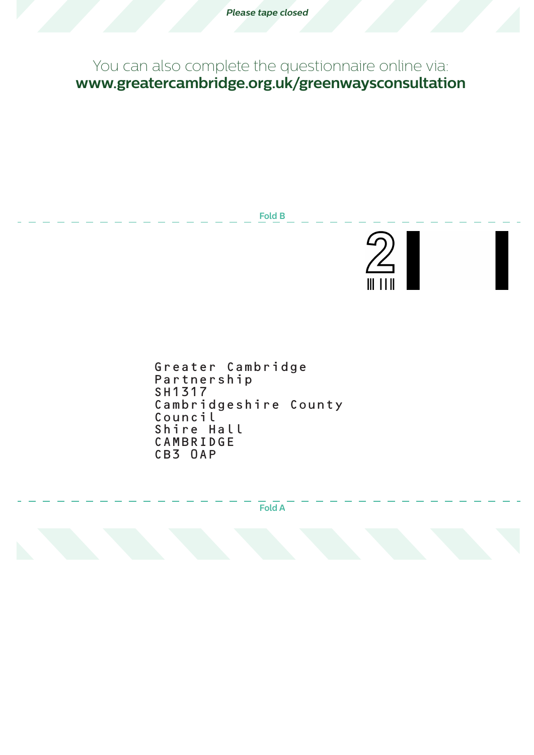*Please tape closed*

You can also complete the questionnaire online via:
**www.greatercambridge.org.uk/greenwaysconsultation**

Fold B

2

Greater Cambridge
Partnership
SH1317
Cambridgeshire County
Council
Shire Hall
CAMBRIDGE
CB3 0AP

Fold A